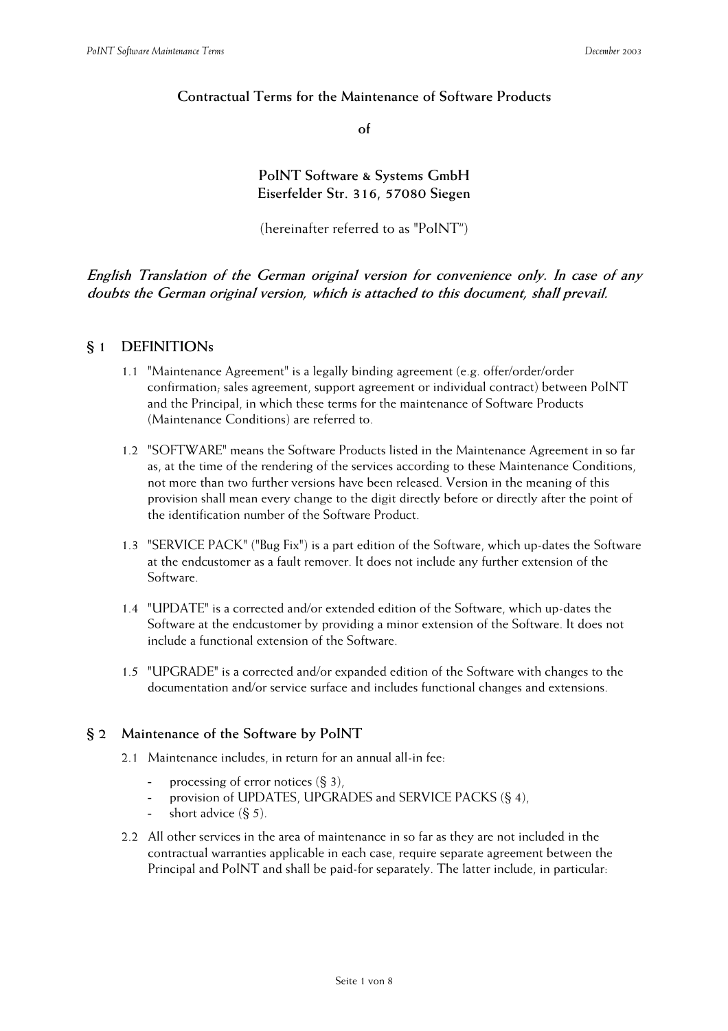**Contractual Terms for the Maintenance of Software Products**

**of**

**PoINT Software & Systems GmbH**
**Eiserfelder Str. 316, 57080 Siegen**

(hereinafter referred to as "PoINT")

***English Translation of the German original version for convenience only. In case of any doubts the German original version, which is attached to this document, shall prevail.***

## § 1 DEFINITIONs

1.1 "Maintenance Agreement" is a legally binding agreement (e.g. offer/order/order confirmation; sales agreement, support agreement or individual contract) between PoINT and the Principal, in which these terms for the maintenance of Software Products (Maintenance Conditions) are referred to.

1.2 "SOFTWARE" means the Software Products listed in the Maintenance Agreement in so far as, at the time of the rendering of the services according to these Maintenance Conditions, not more than two further versions have been released. Version in the meaning of this provision shall mean every change to the digit directly before or directly after the point of the identification number of the Software Product.

1.3 "SERVICE PACK" ("Bug Fix") is a part edition of the Software, which up-dates the Software at the endcustomer as a fault remover. It does not include any further extension of the Software.

1.4 "UPDATE" is a corrected and/or extended edition of the Software, which up-dates the Software at the endcustomer by providing a minor extension of the Software. It does not include a functional extension of the Software.

1.5 "UPGRADE" is a corrected and/or expanded edition of the Software with changes to the documentation and/or service surface and includes functional changes and extensions.

## § 2 Maintenance of the Software by PoINT

2.1 Maintenance includes, in return for an annual all-in fee:

- processing of error notices (§ 3),
- provision of UPDATES, UPGRADES and SERVICE PACKS (§ 4),
- short advice (§ 5).

2.2 All other services in the area of maintenance in so far as they are not included in the contractual warranties applicable in each case, require separate agreement between the Principal and PoINT and shall be paid-for separately. The latter include, in particular: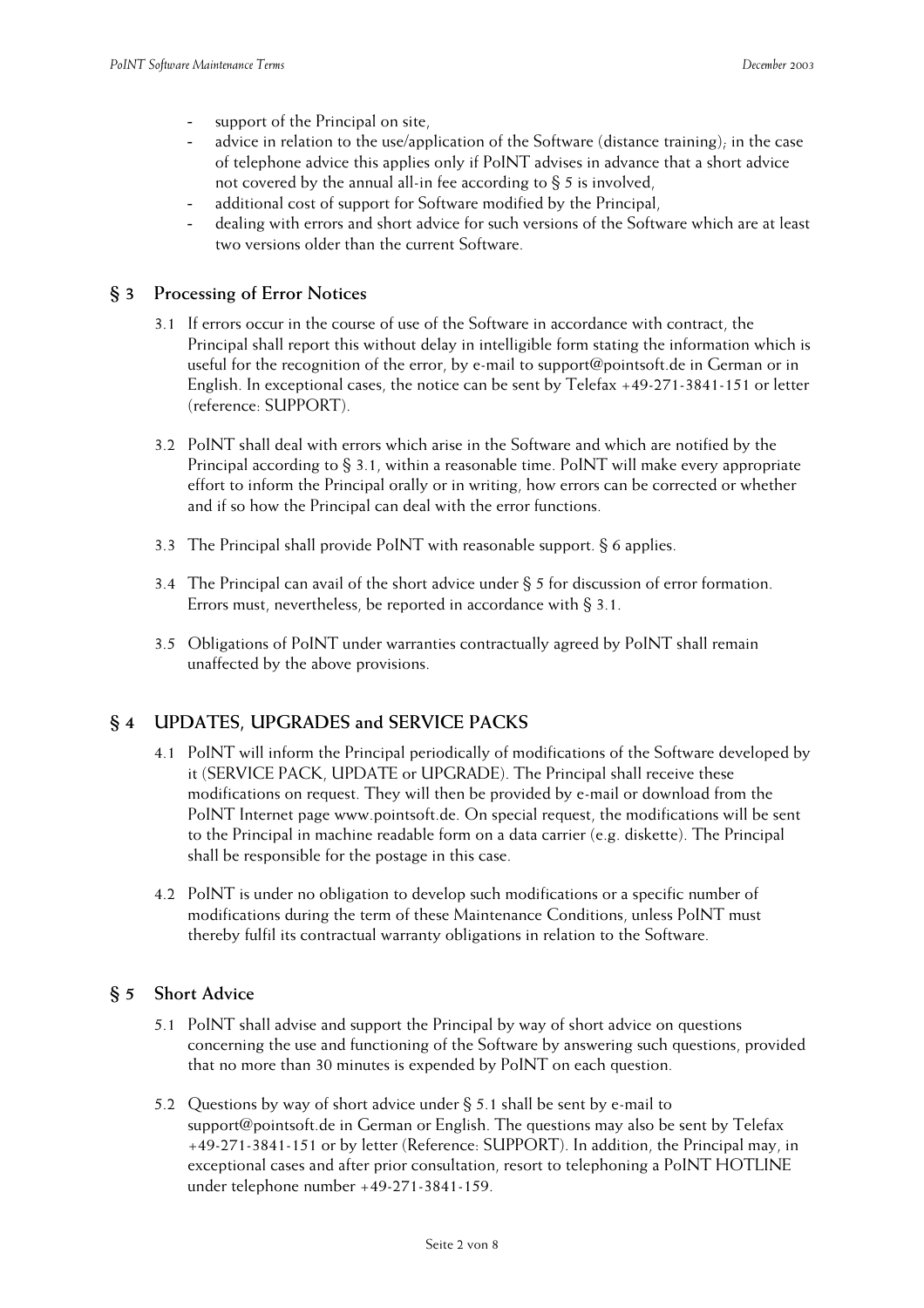- support of the Principal on site,
- advice in relation to the use/application of the Software (distance training); in the case of telephone advice this applies only if PoINT advises in advance that a short advice not covered by the annual all-in fee according to § 5 is involved,
- additional cost of support for Software modified by the Principal,
- dealing with errors and short advice for such versions of the Software which are at least two versions older than the current Software.

## § 3 Processing of Error Notices

3.1 If errors occur in the course of use of the Software in accordance with contract, the Principal shall report this without delay in intelligible form stating the information which is useful for the recognition of the error, by e-mail to support@pointsoft.de in German or in English. In exceptional cases, the notice can be sent by Telefax +49-271-3841-151 or letter (reference: SUPPORT).

3.2 PoINT shall deal with errors which arise in the Software and which are notified by the Principal according to § 3.1, within a reasonable time. PoINT will make every appropriate effort to inform the Principal orally or in writing, how errors can be corrected or whether and if so how the Principal can deal with the error functions.

3.3 The Principal shall provide PoINT with reasonable support. § 6 applies.

3.4 The Principal can avail of the short advice under § 5 for discussion of error formation. Errors must, nevertheless, be reported in accordance with § 3.1.

3.5 Obligations of PoINT under warranties contractually agreed by PoINT shall remain unaffected by the above provisions.

## § 4 UPDATES, UPGRADES and SERVICE PACKS

4.1 PoINT will inform the Principal periodically of modifications of the Software developed by it (SERVICE PACK, UPDATE or UPGRADE). The Principal shall receive these modifications on request. They will then be provided by e-mail or download from the PoINT Internet page www.pointsoft.de. On special request, the modifications will be sent to the Principal in machine readable form on a data carrier (e.g. diskette). The Principal shall be responsible for the postage in this case.

4.2 PoINT is under no obligation to develop such modifications or a specific number of modifications during the term of these Maintenance Conditions, unless PoINT must thereby fulfil its contractual warranty obligations in relation to the Software.

## § 5 Short Advice

5.1 PoINT shall advise and support the Principal by way of short advice on questions concerning the use and functioning of the Software by answering such questions, provided that no more than 30 minutes is expended by PoINT on each question.

5.2 Questions by way of short advice under § 5.1 shall be sent by e-mail to support@pointsoft.de in German or English. The questions may also be sent by Telefax +49-271-3841-151 or by letter (Reference: SUPPORT). In addition, the Principal may, in exceptional cases and after prior consultation, resort to telephoning a PoINT HOTLINE under telephone number +49-271-3841-159.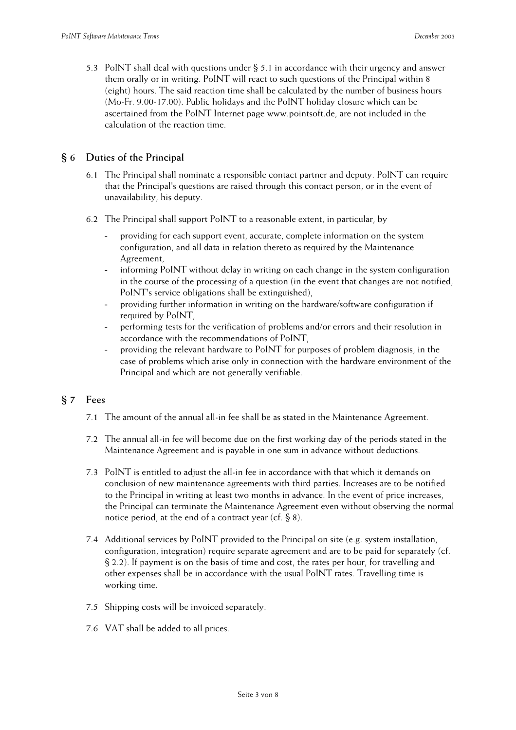5.3 PoINT shall deal with questions under § 5.1 in accordance with their urgency and answer them orally or in writing. PoINT will react to such questions of the Principal within 8 (eight) hours. The said reaction time shall be calculated by the number of business hours (Mo-Fr. 9.00-17.00). Public holidays and the PoINT holiday closure which can be ascertained from the PoINT Internet page www.pointsoft.de, are not included in the calculation of the reaction time.

## § 6 Duties of the Principal

6.1 The Principal shall nominate a responsible contact partner and deputy. PoINT can require that the Principal's questions are raised through this contact person, or in the event of unavailability, his deputy.

6.2 The Principal shall support PoINT to a reasonable extent, in particular, by

- providing for each support event, accurate, complete information on the system configuration, and all data in relation thereto as required by the Maintenance Agreement,
- informing PoINT without delay in writing on each change in the system configuration in the course of the processing of a question (in the event that changes are not notified, PoINT's service obligations shall be extinguished),
- providing further information in writing on the hardware/software configuration if required by PoINT,
- performing tests for the verification of problems and/or errors and their resolution in accordance with the recommendations of PoINT,
- providing the relevant hardware to PoINT for purposes of problem diagnosis, in the case of problems which arise only in connection with the hardware environment of the Principal and which are not generally verifiable.

## § 7 Fees

7.1 The amount of the annual all-in fee shall be as stated in the Maintenance Agreement.

7.2 The annual all-in fee will become due on the first working day of the periods stated in the Maintenance Agreement and is payable in one sum in advance without deductions.

7.3 PoINT is entitled to adjust the all-in fee in accordance with that which it demands on conclusion of new maintenance agreements with third parties. Increases are to be notified to the Principal in writing at least two months in advance. In the event of price increases, the Principal can terminate the Maintenance Agreement even without observing the normal notice period, at the end of a contract year (cf. § 8).

7.4 Additional services by PoINT provided to the Principal on site (e.g. system installation, configuration, integration) require separate agreement and are to be paid for separately (cf. § 2.2). If payment is on the basis of time and cost, the rates per hour, for travelling and other expenses shall be in accordance with the usual PoINT rates. Travelling time is working time.

7.5 Shipping costs will be invoiced separately.

7.6 VAT shall be added to all prices.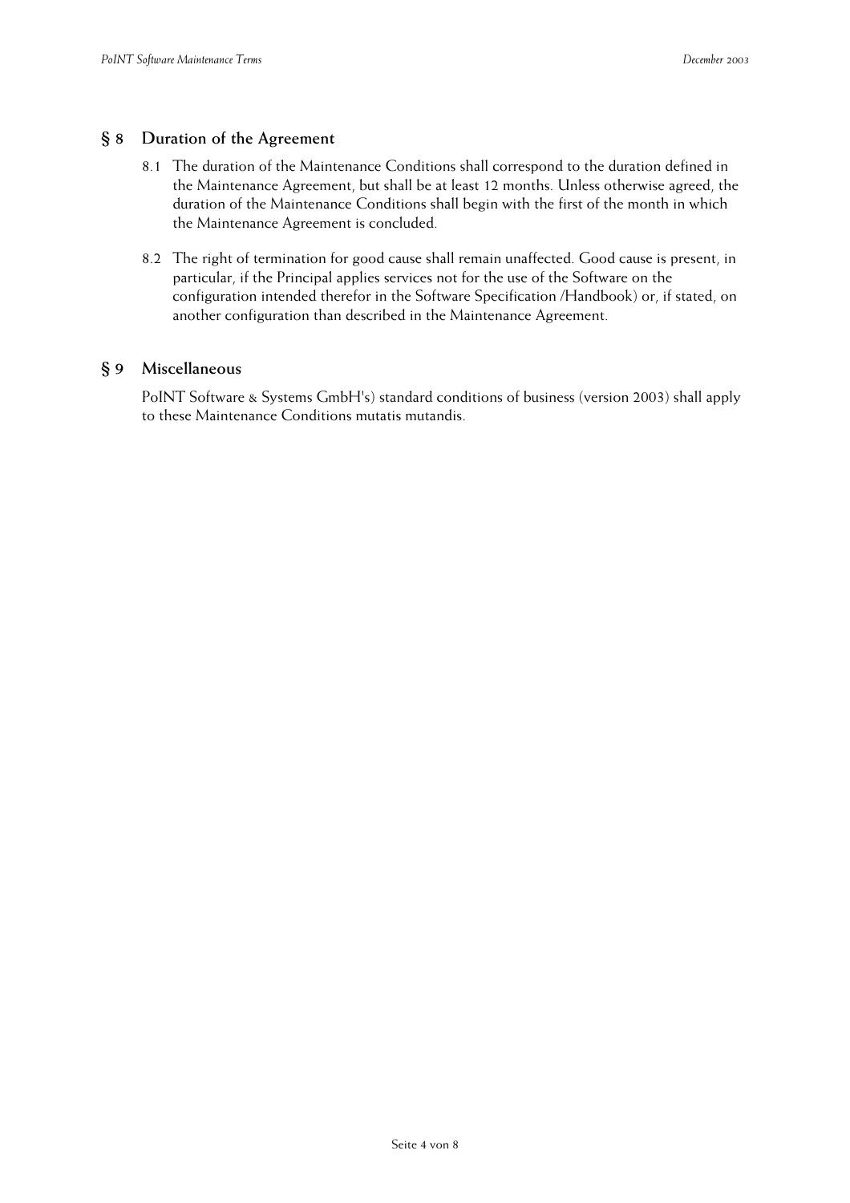## § 8 Duration of the Agreement

8.1 The duration of the Maintenance Conditions shall correspond to the duration defined in the Maintenance Agreement, but shall be at least 12 months. Unless otherwise agreed, the duration of the Maintenance Conditions shall begin with the first of the month in which the Maintenance Agreement is concluded.

8.2 The right of termination for good cause shall remain unaffected. Good cause is present, in particular, if the Principal applies services not for the use of the Software on the configuration intended therefor in the Software Specification /Handbook) or, if stated, on another configuration than described in the Maintenance Agreement.

## § 9 Miscellaneous

PoINT Software & Systems GmbH's) standard conditions of business (version 2003) shall apply to these Maintenance Conditions mutatis mutandis.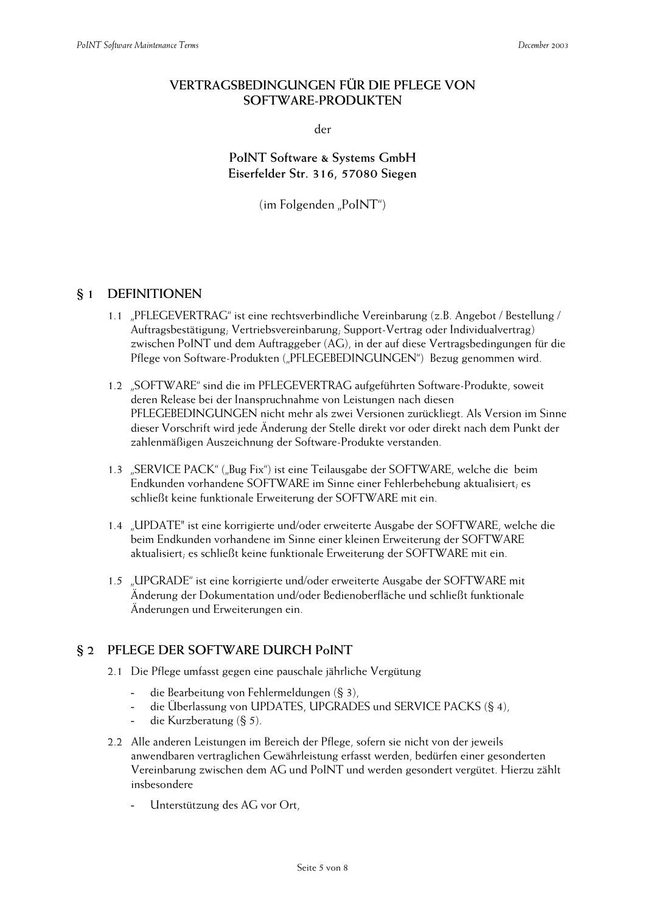**VERTRAGSBEDINGUNGEN FÜR DIE PFLEGE VON SOFTWARE-PRODUKTEN**

der

**PoINT Software & Systems GmbH**
**Eiserfelder Str. 316, 57080 Siegen**

(im Folgenden „PoINT")

## § 1 DEFINITIONEN

1.1 „PFLEGEVERTRAG" ist eine rechtsverbindliche Vereinbarung (z.B. Angebot / Bestellung / Auftragsbestätigung; Vertriebsvereinbarung; Support-Vertrag oder Individualvertrag) zwischen PoINT und dem Auftraggeber (AG), in der auf diese Vertragsbedingungen für die Pflege von Software-Produkten („PFLEGEBEDINGUNGEN") Bezug genommen wird.

1.2 „SOFTWARE" sind die im PFLEGEVERTRAG aufgeführten Software-Produkte, soweit deren Release bei der Inanspruchnahme von Leistungen nach diesen PFLEGEBEDINGUNGEN nicht mehr als zwei Versionen zurückliegt. Als Version im Sinne dieser Vorschrift wird jede Änderung der Stelle direkt vor oder direkt nach dem Punkt der zahlenmäßigen Auszeichnung der Software-Produkte verstanden.

1.3 „SERVICE PACK" („Bug Fix") ist eine Teilausgabe der SOFTWARE, welche die beim Endkunden vorhandene SOFTWARE im Sinne einer Fehlerbehebung aktualisiert; es schließt keine funktionale Erweiterung der SOFTWARE mit ein.

1.4 „UPDATE" ist eine korrigierte und/oder erweiterte Ausgabe der SOFTWARE, welche die beim Endkunden vorhandene im Sinne einer kleinen Erweiterung der SOFTWARE aktualisiert; es schließt keine funktionale Erweiterung der SOFTWARE mit ein.

1.5 „UPGRADE" ist eine korrigierte und/oder erweiterte Ausgabe der SOFTWARE mit Änderung der Dokumentation und/oder Bedienoberfläche und schließt funktionale Änderungen und Erweiterungen ein.

## § 2 PFLEGE DER SOFTWARE DURCH PoINT

2.1 Die Pflege umfasst gegen eine pauschale jährliche Vergütung

- die Bearbeitung von Fehlermeldungen (§ 3),
- die Überlassung von UPDATES, UPGRADES und SERVICE PACKS (§ 4),
- die Kurzberatung (§ 5).

2.2 Alle anderen Leistungen im Bereich der Pflege, sofern sie nicht von der jeweils anwendbaren vertraglichen Gewährleistung erfasst werden, bedürfen einer gesonderten Vereinbarung zwischen dem AG und PoINT und werden gesondert vergütet. Hierzu zählt insbesondere

- Unterstützung des AG vor Ort,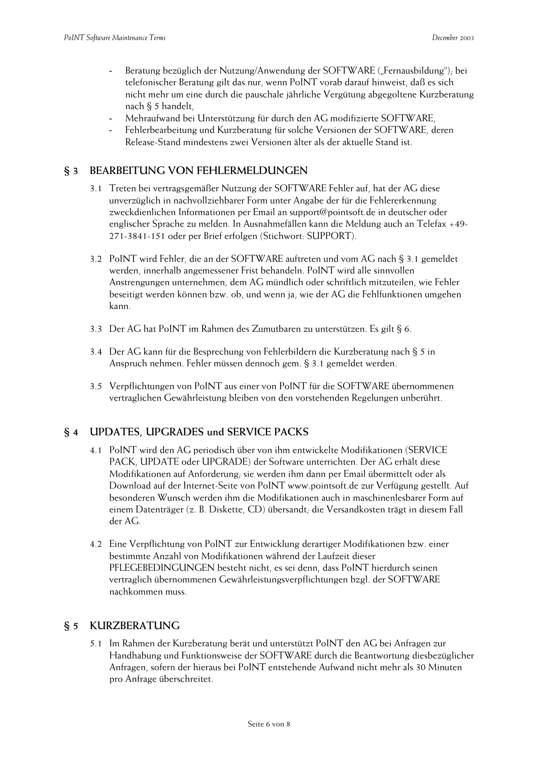- Beratung bezüglich der Nutzung/Anwendung der SOFTWARE („Fernausbildung"); bei telefonischer Beratung gilt das nur, wenn PoINT vorab darauf hinweist, daß es sich nicht mehr um eine durch die pauschale jährliche Vergütung abgegoltene Kurzberatung nach § 5 handelt,
- Mehraufwand bei Unterstützung für durch den AG modifizierte SOFTWARE,
- Fehlerbearbeitung und Kurzberatung für solche Versionen der SOFTWARE, deren Release-Stand mindestens zwei Versionen älter als der aktuelle Stand ist.

## § 3 BEARBEITUNG VON FEHLERMELDUNGEN

3.1 Treten bei vertragsgemäßer Nutzung der SOFTWARE Fehler auf, hat der AG diese unverzüglich in nachvollziehbarer Form unter Angabe der für die Fehlererkennung zweckdienlichen Informationen per Email an support@pointsoft.de in deutscher oder englischer Sprache zu melden. In Ausnahmefällen kann die Meldung auch an Telefax +49-271-3841-151 oder per Brief erfolgen (Stichwort: SUPPORT).

3.2 PoINT wird Fehler, die an der SOFTWARE auftreten und vom AG nach § 3.1 gemeldet werden, innerhalb angemessener Frist behandeln. PoINT wird alle sinnvollen Anstrengungen unternehmen, dem AG mündlich oder schriftlich mitzuteilen, wie Fehler beseitigt werden können bzw. ob, und wenn ja, wie der AG die Fehlfunktionen umgehen kann.

3.3 Der AG hat PoINT im Rahmen des Zumutbaren zu unterstützen. Es gilt § 6.

3.4 Der AG kann für die Besprechung von Fehlerbildern die Kurzberatung nach § 5 in Anspruch nehmen. Fehler müssen dennoch gem. § 3.1 gemeldet werden.

3.5 Verpflichtungen von PoINT aus einer von PoINT für die SOFTWARE übernommenen vertraglichen Gewährleistung bleiben von den vorstehenden Regelungen unberührt.

## § 4 UPDATES, UPGRADES und SERVICE PACKS

4.1 PoINT wird den AG periodisch über von ihm entwickelte Modifikationen (SERVICE PACK, UPDATE oder UPGRADE) der Software unterrichten. Der AG erhält diese Modifikationen auf Anforderung; sie werden ihm dann per Email übermittelt oder als Download auf der Internet-Seite von PoINT www.pointsoft.de zur Verfügung gestellt. Auf besonderen Wunsch werden ihm die Modifikationen auch in maschinenlesbarer Form auf einem Datenträger (z. B. Diskette, CD) übersandt; die Versandkosten trägt in diesem Fall der AG.

4.2 Eine Verpflichtung von PoINT zur Entwicklung derartiger Modifikationen bzw. einer bestimmte Anzahl von Modifikationen während der Laufzeit dieser PFLEGEBEDINGUNGEN besteht nicht, es sei denn, dass PoINT hierdurch seinen vertraglich übernommenen Gewährleistungsverpflichtungen bzgl. der SOFTWARE nachkommen muss.

## § 5 KURZBERATUNG

5.1 Im Rahmen der Kurzberatung berät und unterstützt PoINT den AG bei Anfragen zur Handhabung und Funktionsweise der SOFTWARE durch die Beantwortung diesbezüglicher Anfragen, sofern der hieraus bei PoINT entstehende Aufwand nicht mehr als 30 Minuten pro Anfrage überschreitet.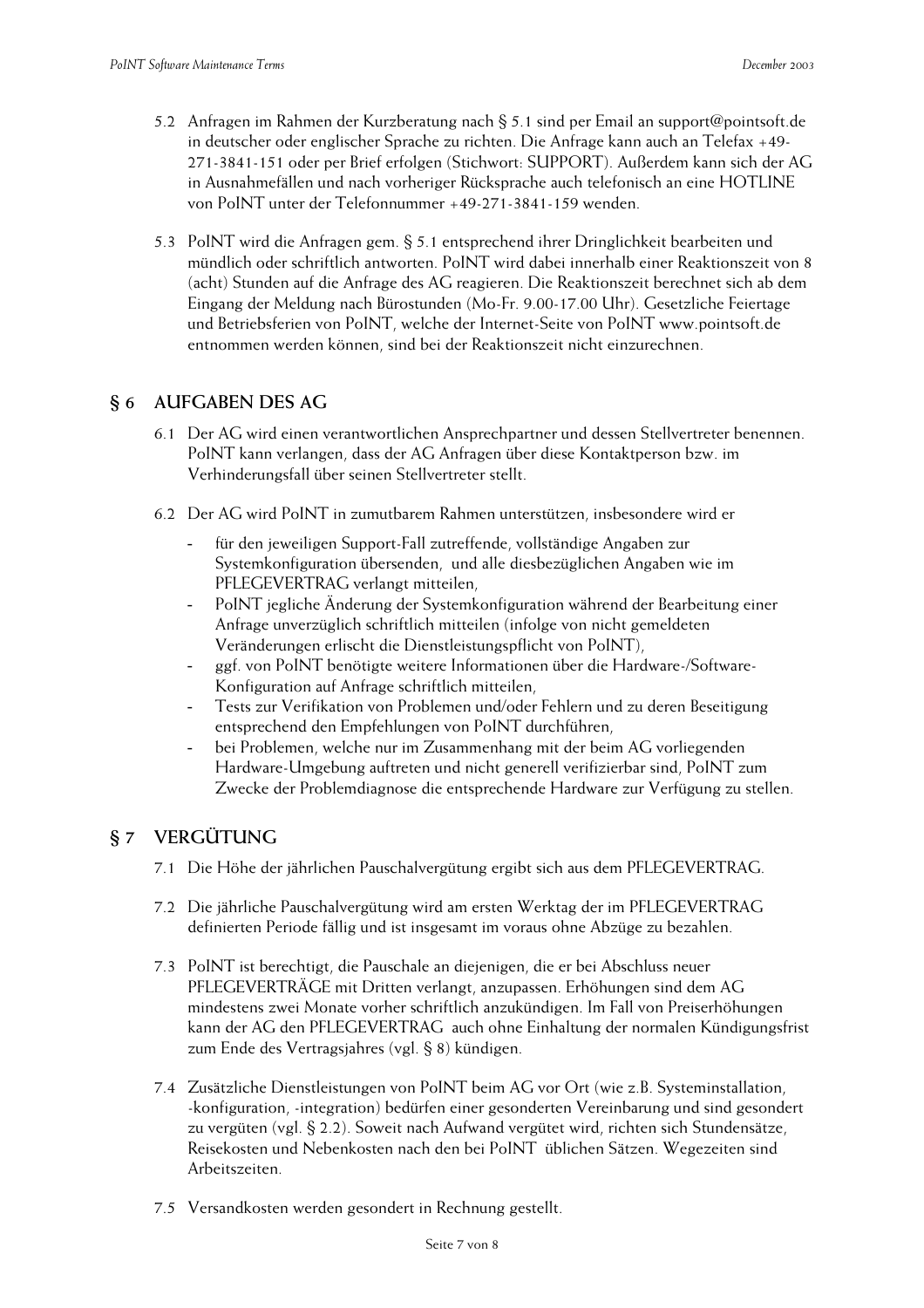5.2 Anfragen im Rahmen der Kurzberatung nach § 5.1 sind per Email an support@pointsoft.de in deutscher oder englischer Sprache zu richten. Die Anfrage kann auch an Telefax +49-271-3841-151 oder per Brief erfolgen (Stichwort: SUPPORT). Außerdem kann sich der AG in Ausnahmefällen und nach vorheriger Rücksprache auch telefonisch an eine HOTLINE von PoINT unter der Telefonnummer +49-271-3841-159 wenden.

5.3 PoINT wird die Anfragen gem. § 5.1 entsprechend ihrer Dringlichkeit bearbeiten und mündlich oder schriftlich antworten. PoINT wird dabei innerhalb einer Reaktionszeit von 8 (acht) Stunden auf die Anfrage des AG reagieren. Die Reaktionszeit berechnet sich ab dem Eingang der Meldung nach Bürostunden (Mo-Fr. 9.00-17.00 Uhr). Gesetzliche Feiertage und Betriebsferien von PoINT, welche der Internet-Seite von PoINT www.pointsoft.de entnommen werden können, sind bei der Reaktionszeit nicht einzurechnen.

## § 6 AUFGABEN DES AG

6.1 Der AG wird einen verantwortlichen Ansprechpartner und dessen Stellvertreter benennen. PoINT kann verlangen, dass der AG Anfragen über diese Kontaktperson bzw. im Verhinderungsfall über seinen Stellvertreter stellt.

6.2 Der AG wird PoINT in zumutbarem Rahmen unterstützen, insbesondere wird er

- für den jeweiligen Support-Fall zutreffende, vollständige Angaben zur Systemkonfiguration übersenden, und alle diesbezüglichen Angaben wie im PFLEGEVERTRAG verlangt mitteilen,
- PoINT jegliche Änderung der Systemkonfiguration während der Bearbeitung einer Anfrage unverzüglich schriftlich mitteilen (infolge von nicht gemeldeten Veränderungen erlischt die Dienstleistungspflicht von PoINT),
- ggf. von PoINT benötigte weitere Informationen über die Hardware-/Software-Konfiguration auf Anfrage schriftlich mitteilen,
- Tests zur Verifikation von Problemen und/oder Fehlern und zu deren Beseitigung entsprechend den Empfehlungen von PoINT durchführen,
- bei Problemen, welche nur im Zusammenhang mit der beim AG vorliegenden Hardware-Umgebung auftreten und nicht generell verifizierbar sind, PoINT zum Zwecke der Problemdiagnose die entsprechende Hardware zur Verfügung zu stellen.

## § 7 VERGÜTUNG

7.1 Die Höhe der jährlichen Pauschalvergütung ergibt sich aus dem PFLEGEVERTRAG.

7.2 Die jährliche Pauschalvergütung wird am ersten Werktag der im PFLEGEVERTRAG definierten Periode fällig und ist insgesamt im voraus ohne Abzüge zu bezahlen.

7.3 PoINT ist berechtigt, die Pauschale an diejenigen, die er bei Abschluss neuer PFLEGEVERTRÄGE mit Dritten verlangt, anzupassen. Erhöhungen sind dem AG mindestens zwei Monate vorher schriftlich anzukündigen. Im Fall von Preiserhöhungen kann der AG den PFLEGEVERTRAG auch ohne Einhaltung der normalen Kündigungsfrist zum Ende des Vertragsjahres (vgl. § 8) kündigen.

7.4 Zusätzliche Dienstleistungen von PoINT beim AG vor Ort (wie z.B. Systeminstallation, -konfiguration, -integration) bedürfen einer gesonderten Vereinbarung und sind gesondert zu vergüten (vgl. § 2.2). Soweit nach Aufwand vergütet wird, richten sich Stundensätze, Reisekosten und Nebenkosten nach den bei PoINT üblichen Sätzen. Wegezeiten sind Arbeitszeiten.

7.5 Versandkosten werden gesondert in Rechnung gestellt.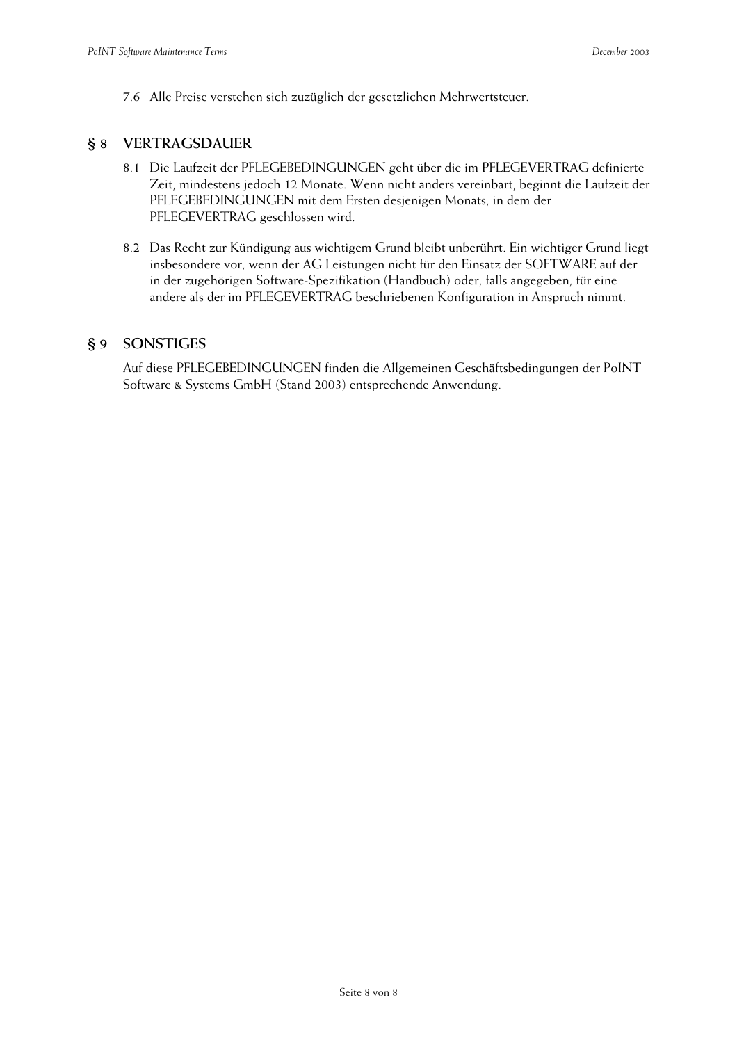7.6 Alle Preise verstehen sich zuzüglich der gesetzlichen Mehrwertsteuer.

## § 8 VERTRAGSDAUER

8.1 Die Laufzeit der PFLEGEBEDINGUNGEN geht über die im PFLEGEVERTRAG definierte Zeit, mindestens jedoch 12 Monate. Wenn nicht anders vereinbart, beginnt die Laufzeit der PFLEGEBEDINGUNGEN mit dem Ersten desjenigen Monats, in dem der PFLEGEVERTRAG geschlossen wird.

8.2 Das Recht zur Kündigung aus wichtigem Grund bleibt unberührt. Ein wichtiger Grund liegt insbesondere vor, wenn der AG Leistungen nicht für den Einsatz der SOFTWARE auf der in der zugehörigen Software-Spezifikation (Handbuch) oder, falls angegeben, für eine andere als der im PFLEGEVERTRAG beschriebenen Konfiguration in Anspruch nimmt.

## § 9 SONSTIGES

Auf diese PFLEGEBEDINGUNGEN finden die Allgemeinen Geschäftsbedingungen der PoINT Software & Systems GmbH (Stand 2003) entsprechende Anwendung.